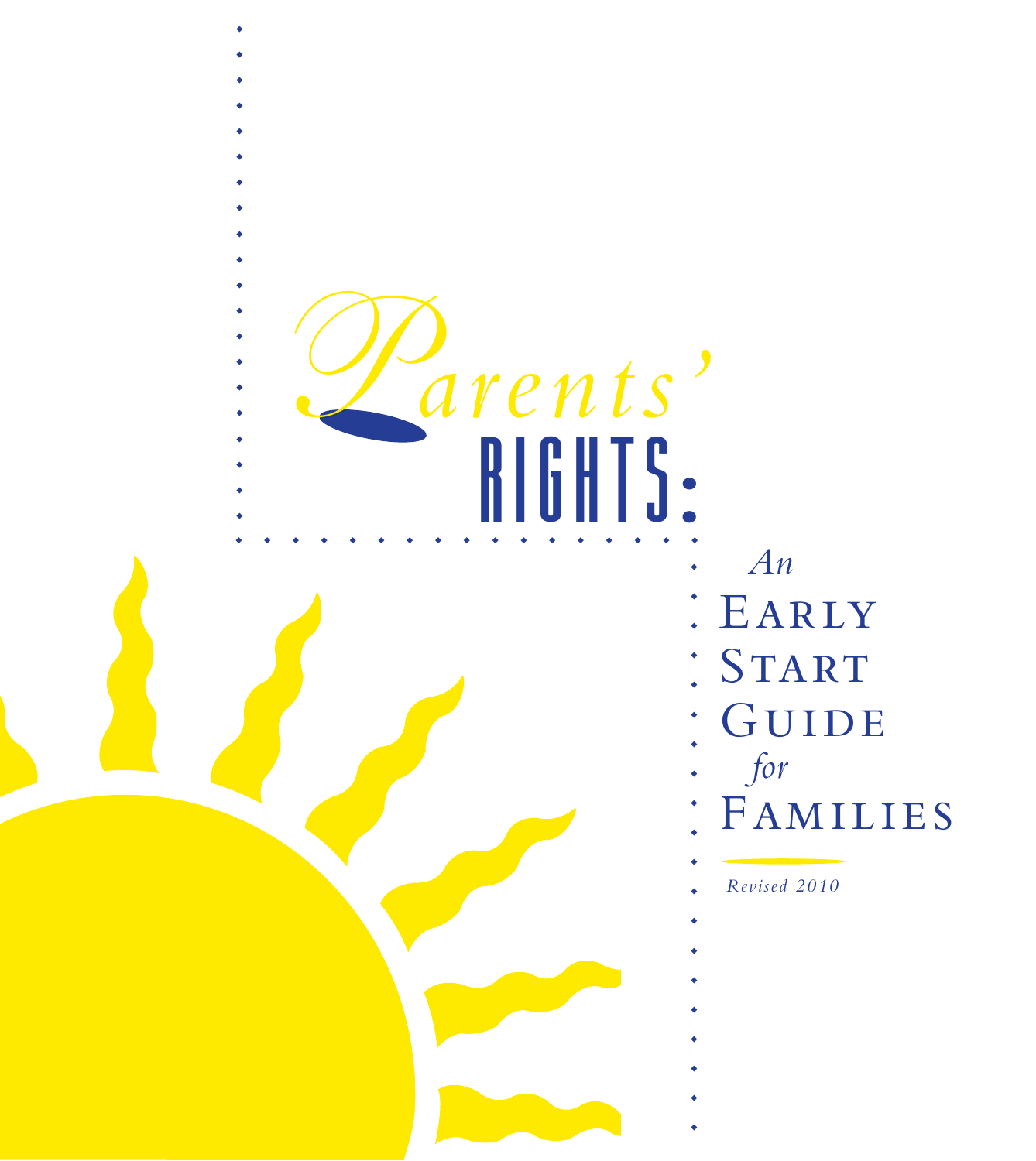# Parents' RIGHTS:

## *An* EARLY START GUIDE *for* FAMILIES

*Revised 2010*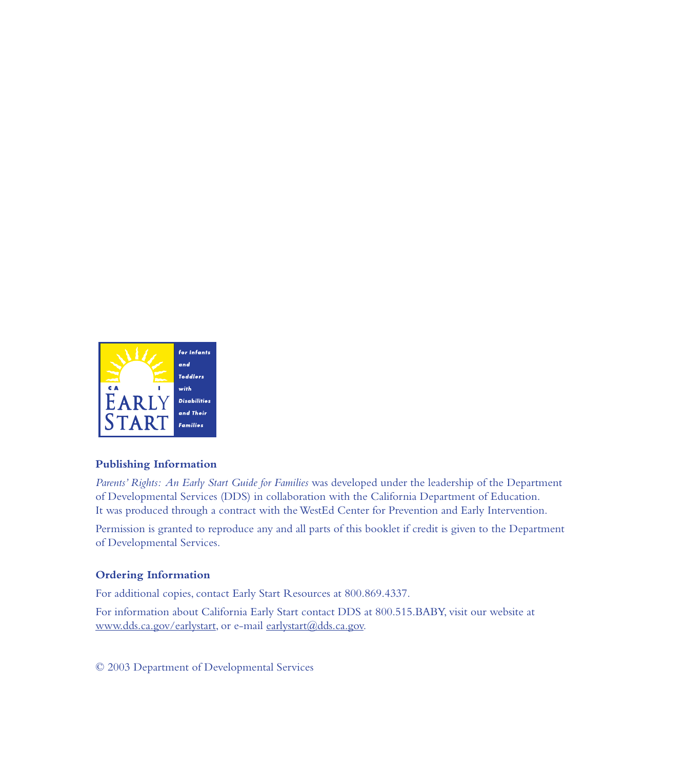## Publishing Information

*Parents' Rights: An Early Start Guide for Families* was developed under the leadership of the Department of Developmental Services (DDS) in collaboration with the California Department of Education. It was produced through a contract with the WestEd Center for Prevention and Early Intervention.

Permission is granted to reproduce any and all parts of this booklet if credit is given to the Department of Developmental Services.

## Ordering Information

For additional copies, contact Early Start Resources at 800.869.4337.

For information about California Early Start contact DDS at 800.515.BABY, visit our website at www.dds.ca.gov/earlystart, or e-mail earlystart@dds.ca.gov.

© 2003 Department of Developmental Services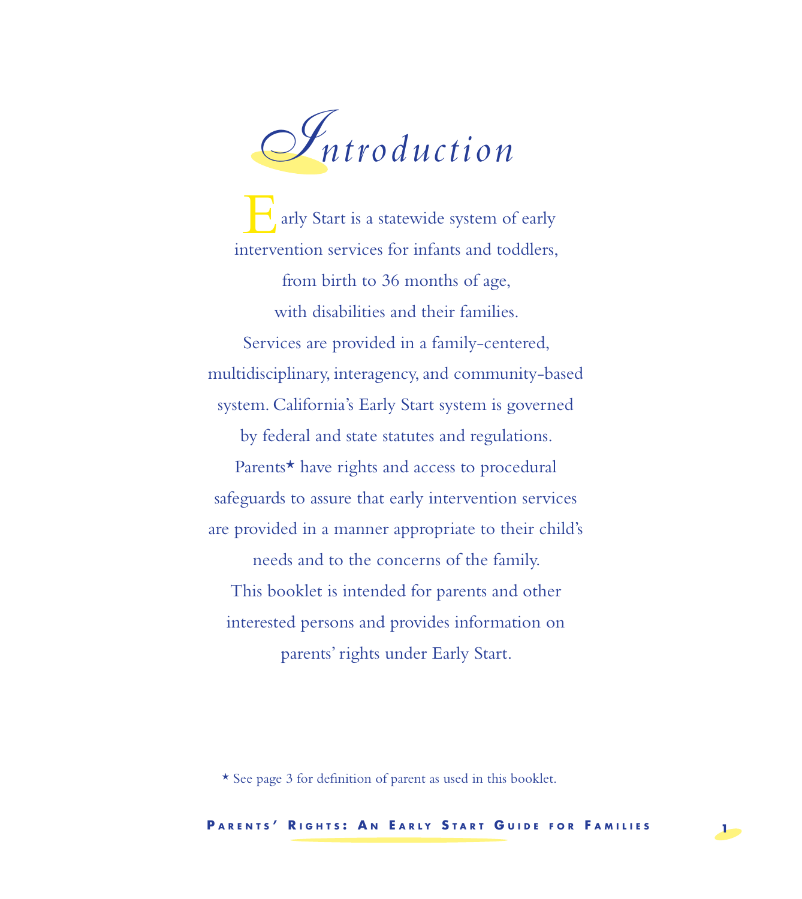# Introduction

Early Start is a statewide system of early intervention services for infants and toddlers, from birth to 36 months of age, with disabilities and their families. Services are provided in a family-centered, multidisciplinary, interagency, and community-based system. California's Early Start system is governed by federal and state statutes and regulations. Parents* have rights and access to procedural safeguards to assure that early intervention services are provided in a manner appropriate to their child's needs and to the concerns of the family. This booklet is intended for parents and other interested persons and provides information on parents' rights under Early Start.

* See page 3 for definition of parent as used in this booklet.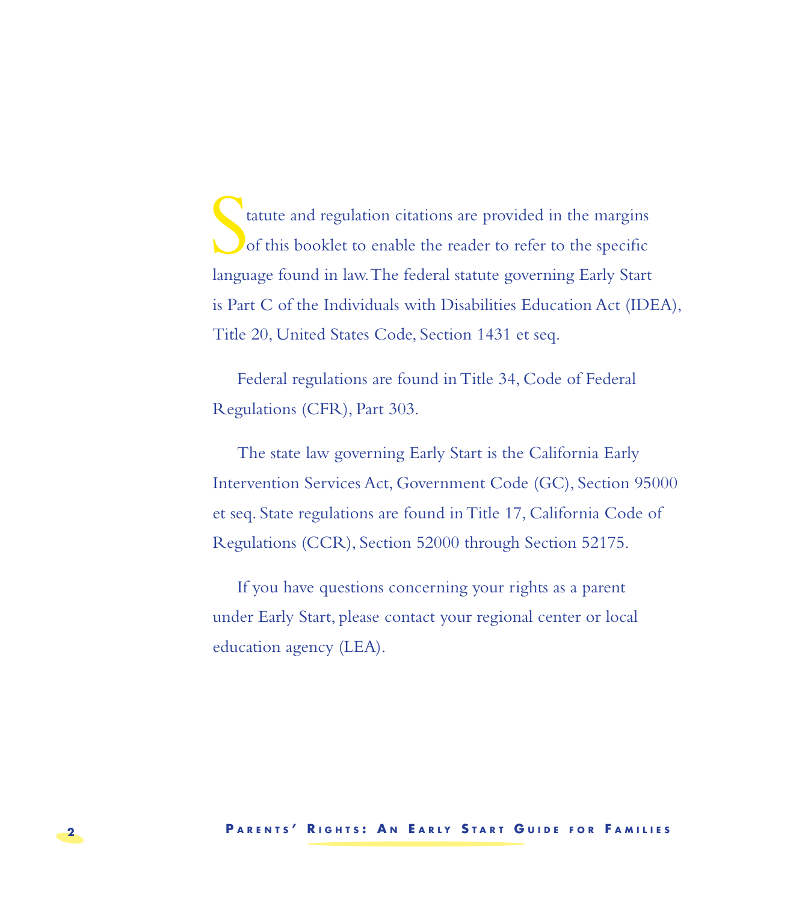Statute and regulation citations are provided in the margins of this booklet to enable the reader to refer to the specific language found in law. The federal statute governing Early Start is Part C of the Individuals with Disabilities Education Act (IDEA), Title 20, United States Code, Section 1431 et seq.

Federal regulations are found in Title 34, Code of Federal Regulations (CFR), Part 303.

The state law governing Early Start is the California Early Intervention Services Act, Government Code (GC), Section 95000 et seq. State regulations are found in Title 17, California Code of Regulations (CCR), Section 52000 through Section 52175.

If you have questions concerning your rights as a parent under Early Start, please contact your regional center or local education agency (LEA).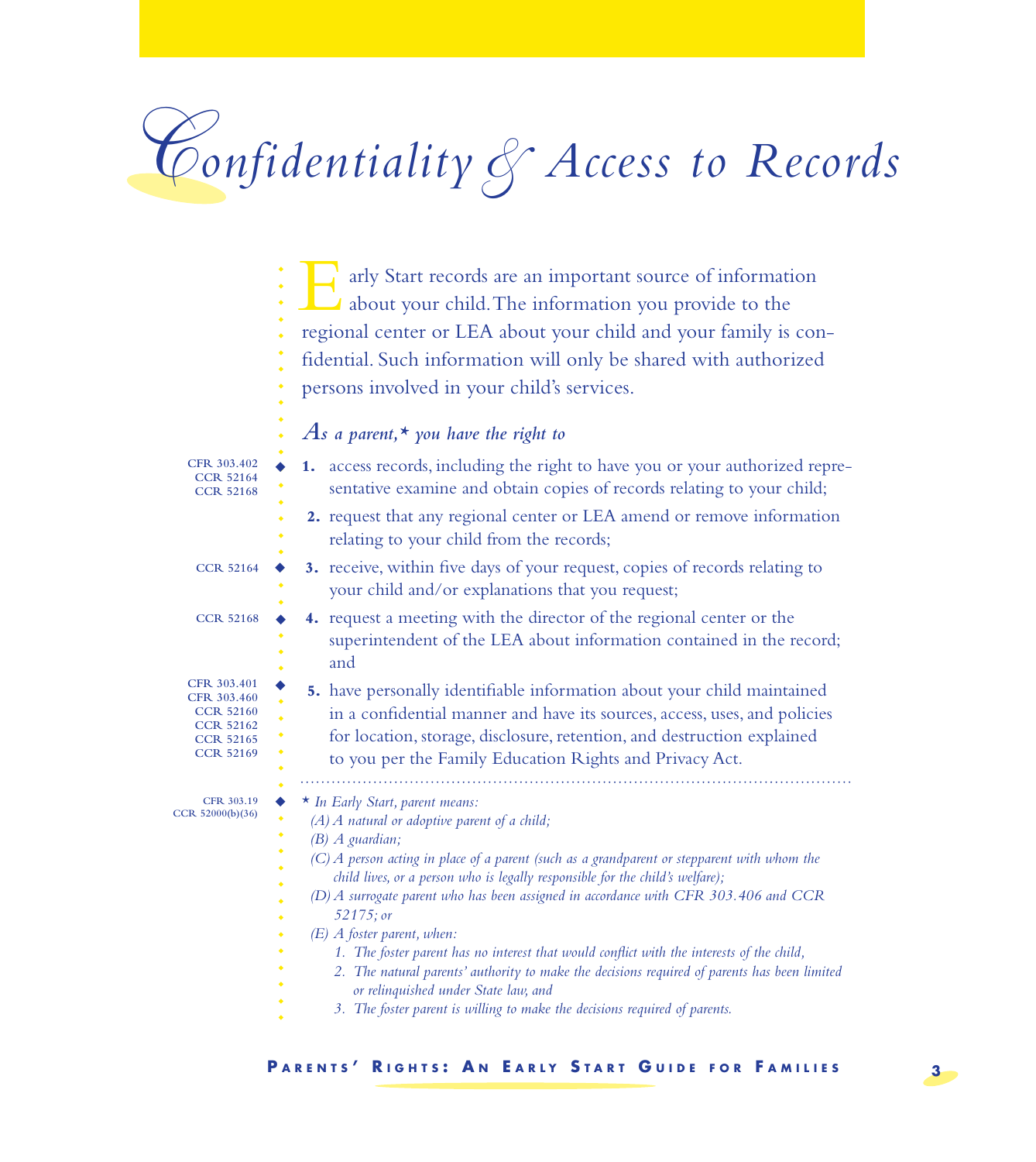# Confidentiality & Access to Records

Early Start records are an important source of information about your child. The information you provide to the regional center or LEA about your child and your family is confidential. Such information will only be shared with authorized persons involved in your child's services.

### *As a parent,\* you have the right to*

CFR 303.402, CCR 52164, CCR 52168

1. access records, including the right to have you or your authorized representative examine and obtain copies of records relating to your child;
2. request that any regional center or LEA amend or remove information relating to your child from the records;

CCR 52164

3. receive, within five days of your request, copies of records relating to your child and/or explanations that you request;

CCR 52168

4. request a meeting with the director of the regional center or the superintendent of the LEA about information contained in the record; and

CFR 303.401, CFR 303.460, CCR 52160, CCR 52162, CCR 52165, CCR 52169

5. have personally identifiable information about your child maintained in a confidential manner and have its sources, access, uses, and policies for location, storage, disclosure, retention, and destruction explained to you per the Family Education Rights and Privacy Act.

---

CFR 303.19, CCR 52000(b)(36)

*\* In Early Start, parent means:*

*(A) A natural or adoptive parent of a child;*

*(B) A guardian;*

*(C) A person acting in place of a parent (such as a grandparent or stepparent with whom the child lives, or a person who is legally responsible for the child's welfare);*

*(D) A surrogate parent who has been assigned in accordance with CFR 303.406 and CCR 52175; or*

*(E) A foster parent, when:*

1. *The foster parent has no interest that would conflict with the interests of the child,*
2. *The natural parents' authority to make the decisions required of parents has been limited or relinquished under State law, and*
3. *The foster parent is willing to make the decisions required of parents.*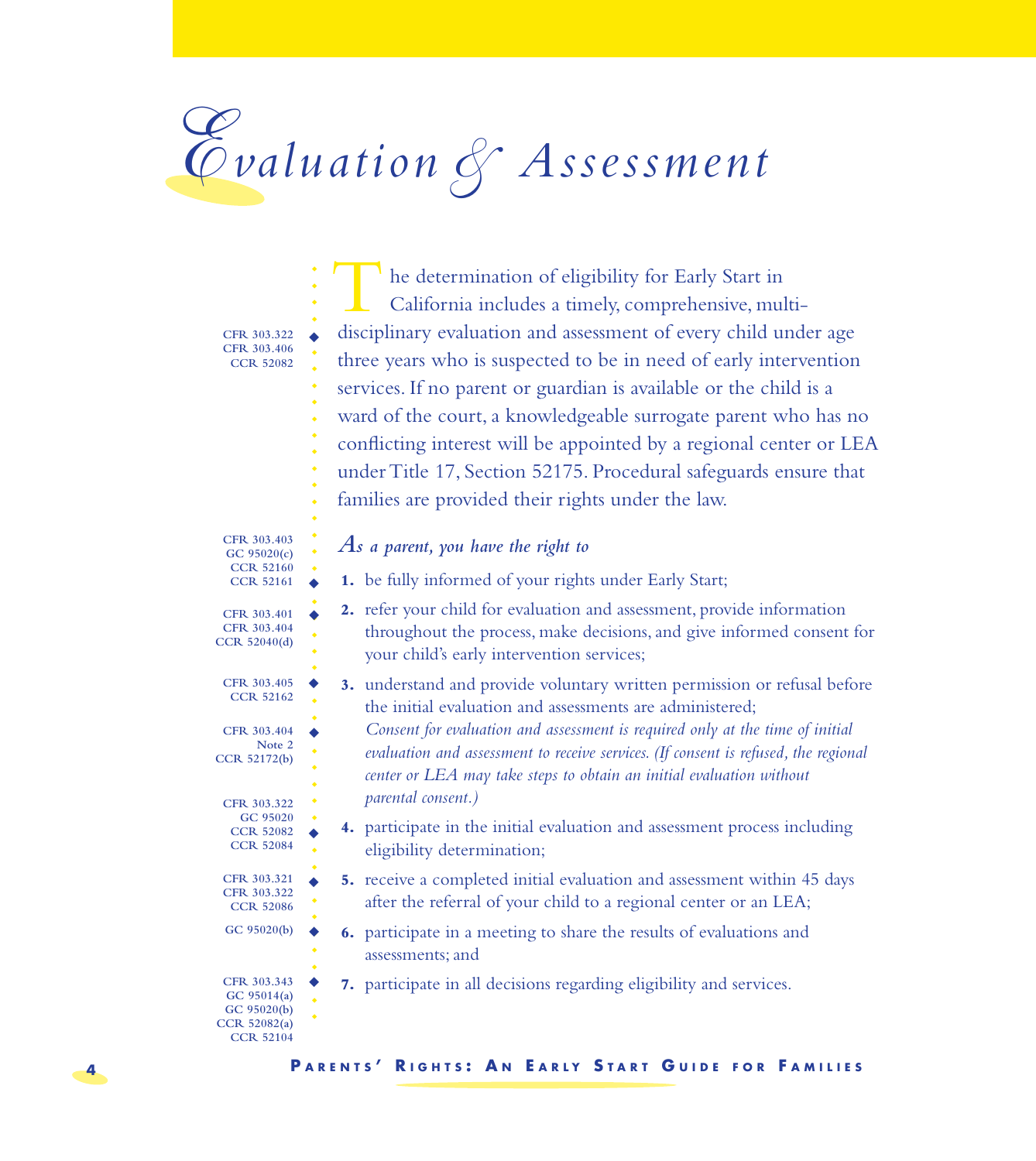# Evaluation & Assessment

CFR 303.322
CFR 303.406
CCR 52082

The determination of eligibility for Early Start in California includes a timely, comprehensive, multidisciplinary evaluation and assessment of every child under age three years who is suspected to be in need of early intervention services. If no parent or guardian is available or the child is a ward of the court, a knowledgeable surrogate parent who has no conflicting interest will be appointed by a regional center or LEA under Title 17, Section 52175. Procedural safeguards ensure that families are provided their rights under the law.

***As a parent, you have the right to***

CFR 303.403
GC 95020(c)
CCR 52160
CCR 52161

1. be fully informed of your rights under Early Start;

CFR 303.401
CFR 303.404
CCR 52040(d)

2. refer your child for evaluation and assessment, provide information throughout the process, make decisions, and give informed consent for your child's early intervention services;

CFR 303.405
CCR 52162

3. understand and provide voluntary written permission or refusal before the initial evaluation and assessments are administered;

CFR 303.404
Note 2
CCR 52172(b)

*Consent for evaluation and assessment is required only at the time of initial evaluation and assessment to receive services. (If consent is refused, the regional center or LEA may take steps to obtain an initial evaluation without parental consent.)*

CFR 303.322
GC 95020
CCR 52082
CCR 52084

4. participate in the initial evaluation and assessment process including eligibility determination;

CFR 303.321
CFR 303.322
CCR 52086

5. receive a completed initial evaluation and assessment within 45 days after the referral of your child to a regional center or an LEA;

GC 95020(b)

6. participate in a meeting to share the results of evaluations and assessments; and

CFR 303.343
GC 95014(a)
GC 95020(b)
CCR 52082(a)
CCR 52104

7. participate in all decisions regarding eligibility and services.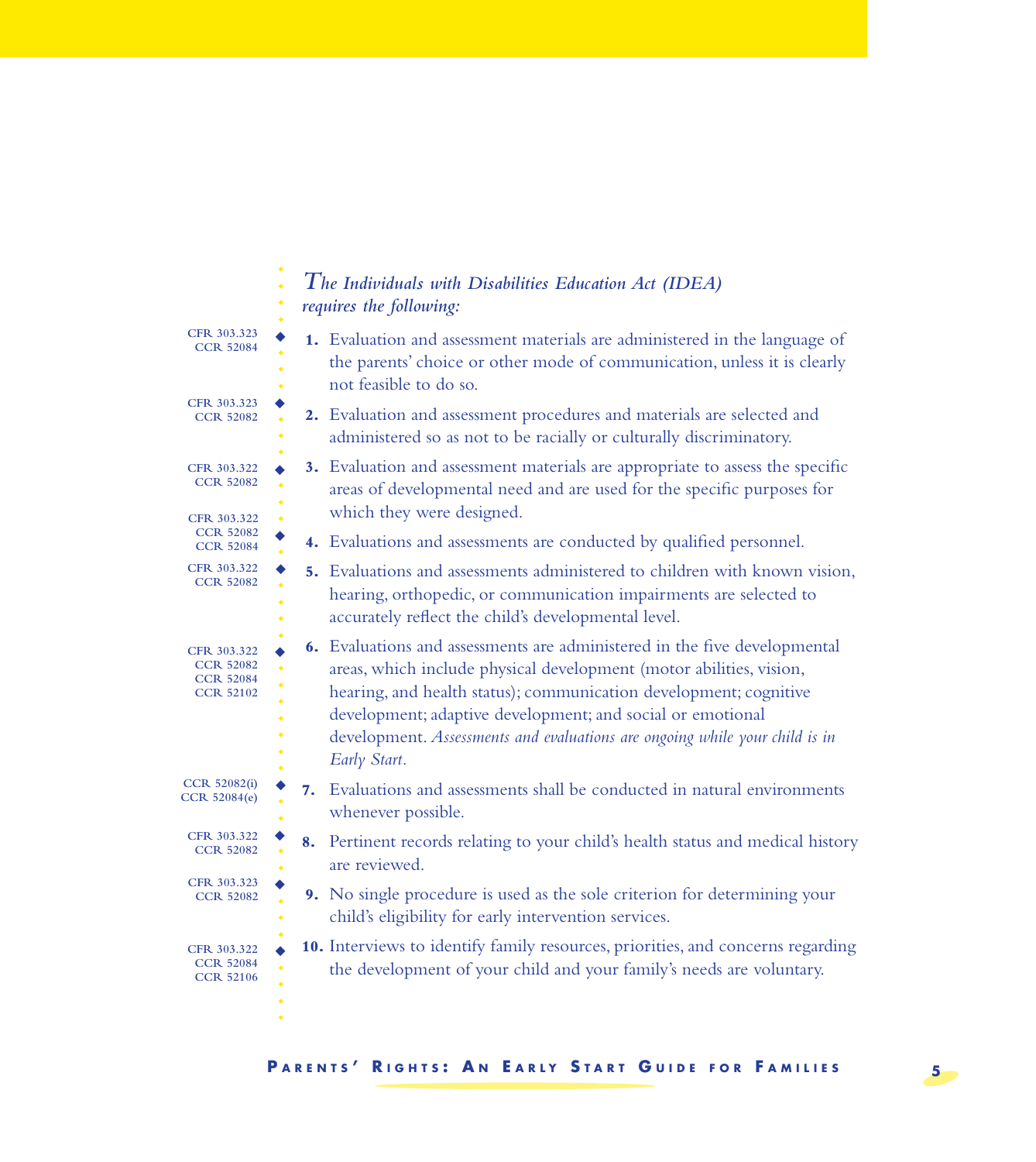*The Individuals with Disabilities Education Act (IDEA) requires the following:*

1. Evaluation and assessment materials are administered in the language of the parents' choice or other mode of communication, unless it is clearly not feasible to do so. (CFR 303.323, CCR 52084)

2. Evaluation and assessment procedures and materials are selected and administered so as not to be racially or culturally discriminatory. (CFR 303.323, CCR 52082)

3. Evaluation and assessment materials are appropriate to assess the specific areas of developmental need and are used for the specific purposes for which they were designed. (CFR 303.322, CCR 52082)

4. Evaluations and assessments are conducted by qualified personnel. (CFR 303.322, CCR 52082, CCR 52084)

5. Evaluations and assessments administered to children with known vision, hearing, orthopedic, or communication impairments are selected to accurately reflect the child's developmental level. (CFR 303.322, CCR 52082)

6. Evaluations and assessments are administered in the five developmental areas, which include physical development (motor abilities, vision, hearing, and health status); communication development; cognitive development; adaptive development; and social or emotional development. *Assessments and evaluations are ongoing while your child is in Early Start.* (CFR 303.322, CCR 52082, CCR 52084, CCR 52102)

7. Evaluations and assessments shall be conducted in natural environments whenever possible. (CCR 52082(i), CCR 52084(e))

8. Pertinent records relating to your child's health status and medical history are reviewed. (CFR 303.322, CCR 52082)

9. No single procedure is used as the sole criterion for determining your child's eligibility for early intervention services. (CFR 303.323, CCR 52082)

10. Interviews to identify family resources, priorities, and concerns regarding the development of your child and your family's needs are voluntary. (CFR 303.322, CCR 52084, CCR 52106)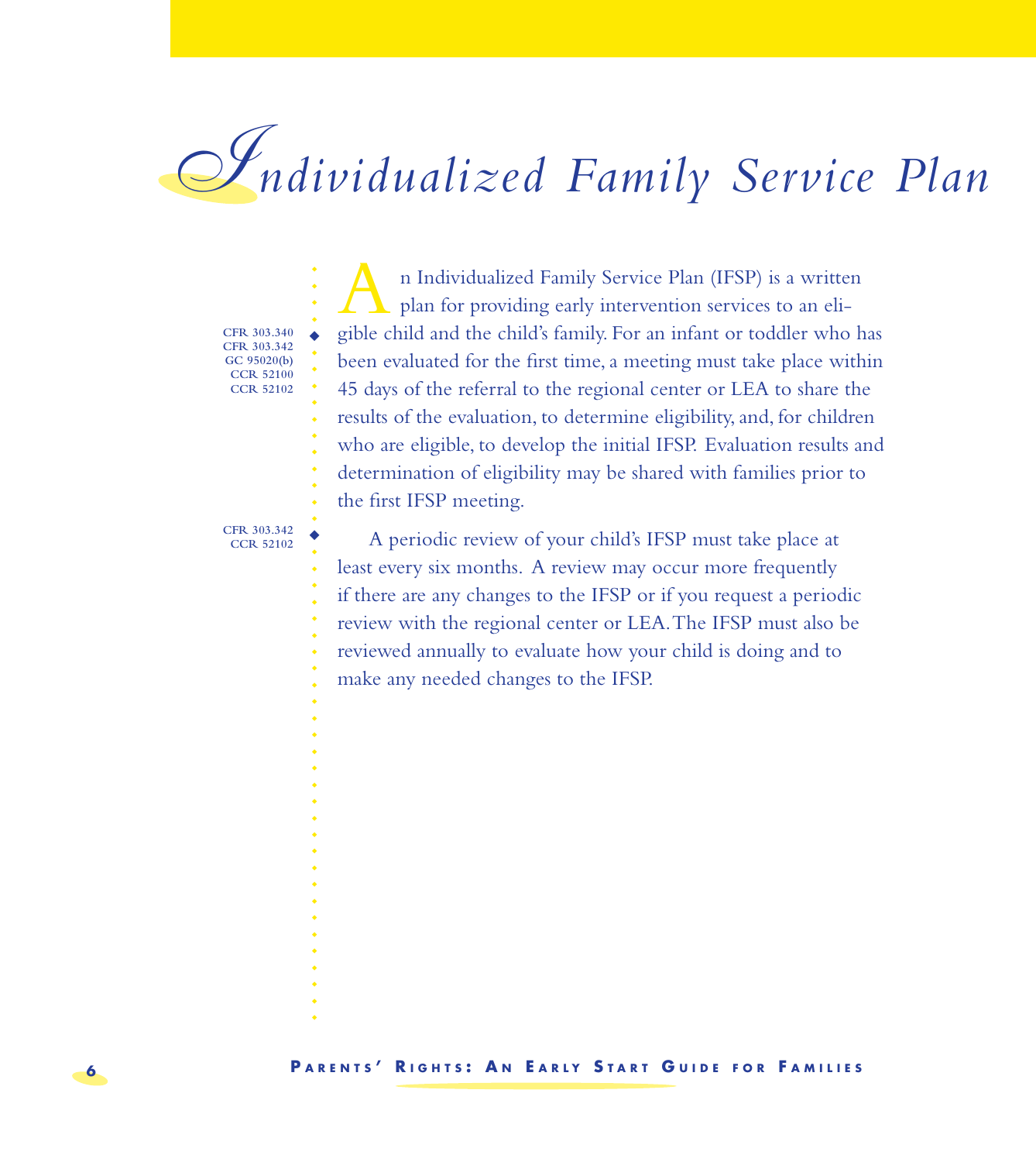# Individualized Family Service Plan

CFR 303.340
CFR 303.342
GC 95020(b)
CCR 52100
CCR 52102

An Individualized Family Service Plan (IFSP) is a written plan for providing early intervention services to an eligible child and the child's family. For an infant or toddler who has been evaluated for the first time, a meeting must take place within 45 days of the referral to the regional center or LEA to share the results of the evaluation, to determine eligibility, and, for children who are eligible, to develop the initial IFSP. Evaluation results and determination of eligibility may be shared with families prior to the first IFSP meeting.

CFR 303.342
CCR 52102

A periodic review of your child's IFSP must take place at least every six months. A review may occur more frequently if there are any changes to the IFSP or if you request a periodic review with the regional center or LEA. The IFSP must also be reviewed annually to evaluate how your child is doing and to make any needed changes to the IFSP.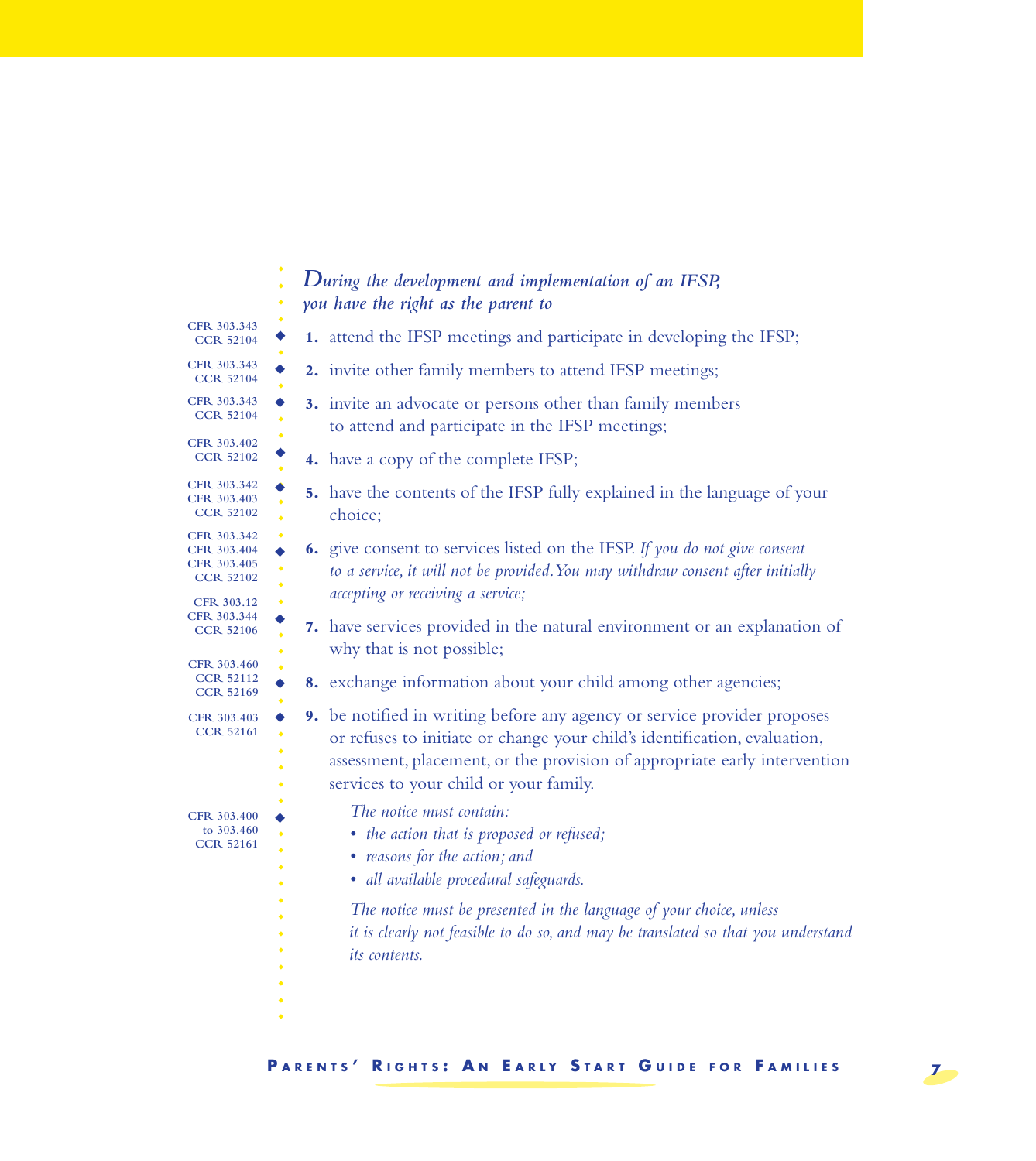*During the development and implementation of an IFSP, you have the right as the parent to*

CFR 303.343
CCR 52104

1. attend the IFSP meetings and participate in developing the IFSP;

CFR 303.343
CCR 52104

2. invite other family members to attend IFSP meetings;

CFR 303.343
CCR 52104

3. invite an advocate or persons other than family members to attend and participate in the IFSP meetings;

CFR 303.402
CCR 52102

4. have a copy of the complete IFSP;

CFR 303.342
CFR 303.403
CCR 52102

5. have the contents of the IFSP fully explained in the language of your choice;

CFR 303.342
CFR 303.404
CFR 303.405
CCR 52102

6. give consent to services listed on the IFSP. *If you do not give consent to a service, it will not be provided. You may withdraw consent after initially accepting or receiving a service;*

CFR 303.12
CFR 303.344
CCR 52106

7. have services provided in the natural environment or an explanation of why that is not possible;

CFR 303.460
CCR 52112
CCR 52169

8. exchange information about your child among other agencies;

CFR 303.403
CCR 52161

9. be notified in writing before any agency or service provider proposes or refuses to initiate or change your child's identification, evaluation, assessment, placement, or the provision of appropriate early intervention services to your child or your family.

CFR 303.400 to 303.460
CCR 52161

*The notice must contain:*

- *the action that is proposed or refused;*
- *reasons for the action; and*
- *all available procedural safeguards.*

*The notice must be presented in the language of your choice, unless it is clearly not feasible to do so, and may be translated so that you understand its contents.*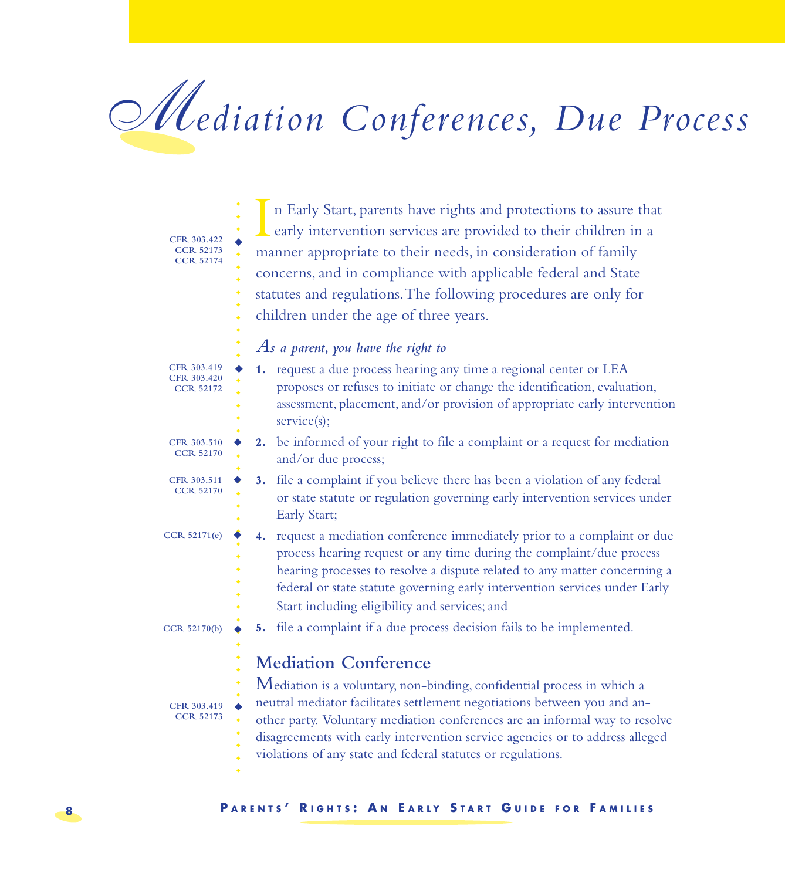# Mediation Conferences, Due Process

CFR 303.422
CCR 52173
CCR 52174

In Early Start, parents have rights and protections to assure that early intervention services are provided to their children in a manner appropriate to their needs, in consideration of family concerns, and in compliance with applicable federal and State statutes and regulations. The following procedures are only for children under the age of three years.

***As a parent, you have the right to***

1. request a due process hearing any time a regional center or LEA proposes or refuses to initiate or change the identification, evaluation, assessment, placement, and/or provision of appropriate early intervention service(s); (CFR 303.419, CFR 303.420, CCR 52172)
2. be informed of your right to file a complaint or a request for mediation and/or due process; (CFR 303.510, CCR 52170)
3. file a complaint if you believe there has been a violation of any federal or state statute or regulation governing early intervention services under Early Start; (CFR 303.511, CCR 52170)
4. request a mediation conference immediately prior to a complaint or due process hearing request or any time during the complaint/due process hearing processes to resolve a dispute related to any matter concerning a federal or state statute governing early intervention services under Early Start including eligibility and services; and (CCR 52171(e))
5. file a complaint if a due process decision fails to be implemented. (CCR 52170(b))

## Mediation Conference

CFR 303.419
CCR 52173

Mediation is a voluntary, non-binding, confidential process in which a neutral mediator facilitates settlement negotiations between you and another party. Voluntary mediation conferences are an informal way to resolve disagreements with early intervention service agencies or to address alleged violations of any state and federal statutes or regulations.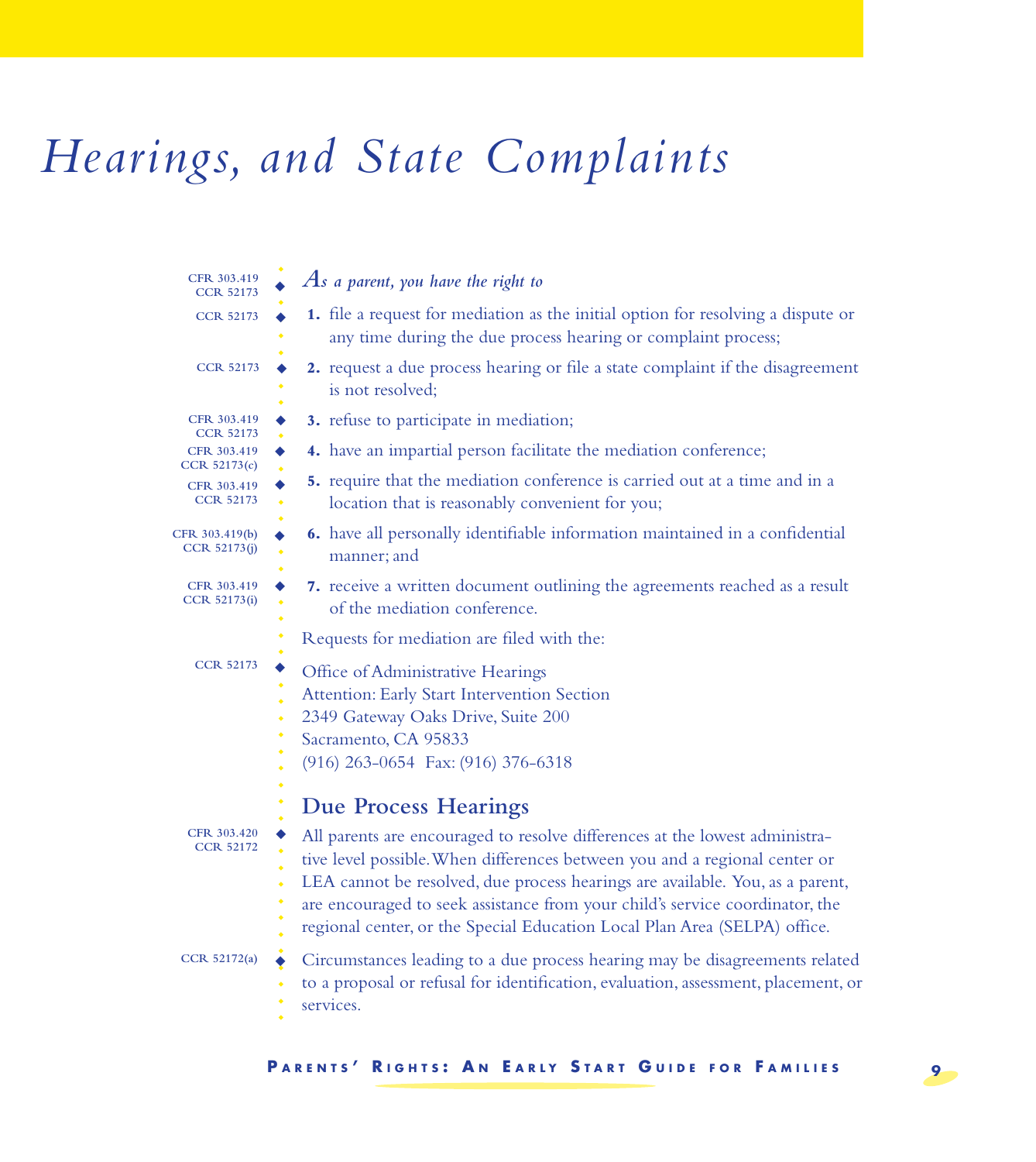# Hearings, and State Complaints

CFR 303.419
CCR 52173

***As a parent, you have the right to***

1. file a request for mediation as the initial option for resolving a dispute or any time during the due process hearing or complaint process; (CCR 52173)
2. request a due process hearing or file a state complaint if the disagreement is not resolved; (CCR 52173)
3. refuse to participate in mediation; (CFR 303.419, CCR 52173)
4. have an impartial person facilitate the mediation conference; (CFR 303.419, CCR 52173(c))
5. require that the mediation conference is carried out at a time and in a location that is reasonably convenient for you; (CFR 303.419, CCR 52173)
6. have all personally identifiable information maintained in a confidential manner; and (CFR 303.419(b), CCR 52173(j))
7. receive a written document outlining the agreements reached as a result of the mediation conference. (CFR 303.419, CCR 52173(i))

Requests for mediation are filed with the:

CCR 52173

Office of Administrative Hearings
Attention: Early Start Intervention Section
2349 Gateway Oaks Drive, Suite 200
Sacramento, CA 95833
(916) 263-0654 Fax: (916) 376-6318

## Due Process Hearings

CFR 303.420
CCR 52172

All parents are encouraged to resolve differences at the lowest administrative level possible. When differences between you and a regional center or LEA cannot be resolved, due process hearings are available. You, as a parent, are encouraged to seek assistance from your child's service coordinator, the regional center, or the Special Education Local Plan Area (SELPA) office.

CCR 52172(a)

Circumstances leading to a due process hearing may be disagreements related to a proposal or refusal for identification, evaluation, assessment, placement, or services.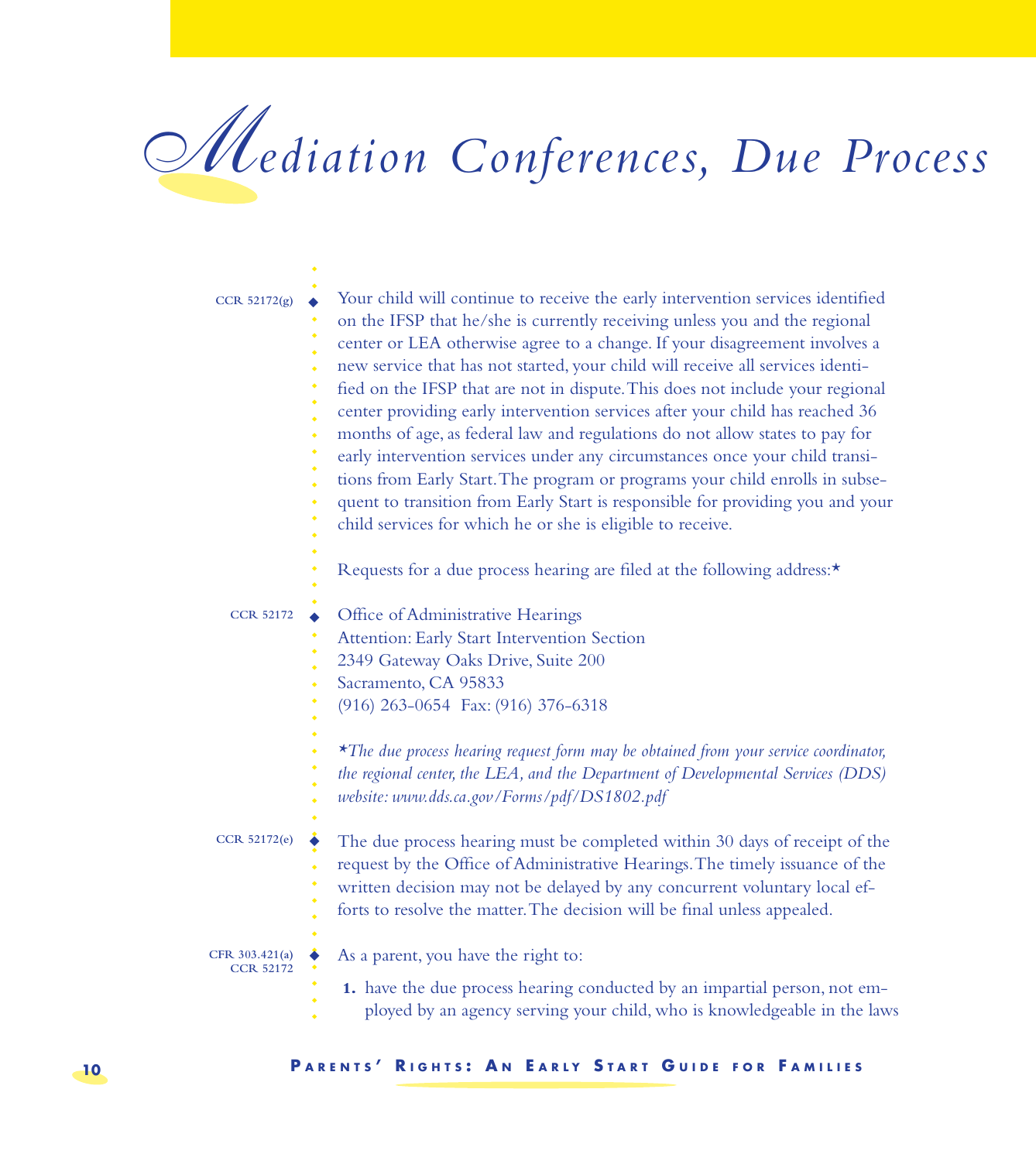# Mediation Conferences, Due Process

CCR 52172(g) — Your child will continue to receive the early intervention services identified on the IFSP that he/she is currently receiving unless you and the regional center or LEA otherwise agree to a change. If your disagreement involves a new service that has not started, your child will receive all services identified on the IFSP that are not in dispute. This does not include your regional center providing early intervention services after your child has reached 36 months of age, as federal law and regulations do not allow states to pay for early intervention services under any circumstances once your child transitions from Early Start. The program or programs your child enrolls in subsequent to transition from Early Start is responsible for providing you and your child services for which he or she is eligible to receive.

Requests for a due process hearing are filed at the following address:*

CCR 52172 — Office of Administrative Hearings
Attention: Early Start Intervention Section
2349 Gateway Oaks Drive, Suite 200
Sacramento, CA 95833
(916) 263-0654 Fax: (916) 376-6318

*\*The due process hearing request form may be obtained from your service coordinator, the regional center, the LEA, and the Department of Developmental Services (DDS) website: www.dds.ca.gov/Forms/pdf/DS1802.pdf*

CCR 52172(e) — The due process hearing must be completed within 30 days of receipt of the request by the Office of Administrative Hearings. The timely issuance of the written decision may not be delayed by any concurrent voluntary local efforts to resolve the matter. The decision will be final unless appealed.

CFR 303.421(a), CCR 52172 — As a parent, you have the right to:

1. have the due process hearing conducted by an impartial person, not employed by an agency serving your child, who is knowledgeable in the laws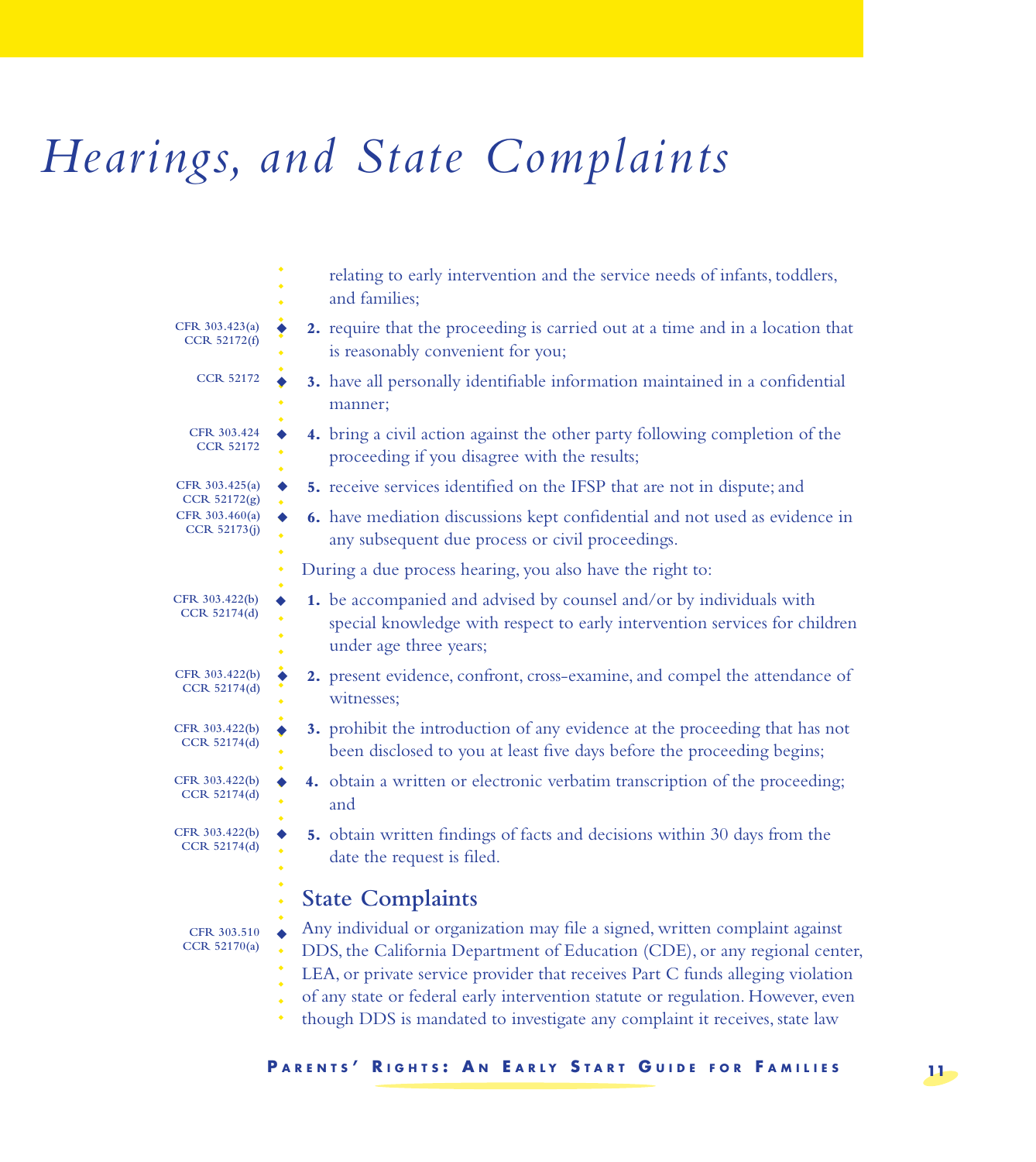// Hearings, and State Complaints

relating to early intervention and the service needs of infants, toddlers, and families;

CFR 303.423(a) CCR 52172(f)
2. require that the proceeding is carried out at a time and in a location that is reasonably convenient for you;

CCR 52172
3. have all personally identifiable information maintained in a confidential manner;

CFR 303.424 CCR 52172
4. bring a civil action against the other party following completion of the proceeding if you disagree with the results;

CFR 303.425(a) CCR 52172(g)
5. receive services identified on the IFSP that are not in dispute; and

CFR 303.460(a) CCR 52173(j)
6. have mediation discussions kept confidential and not used as evidence in any subsequent due process or civil proceedings.

During a due process hearing, you also have the right to:

CFR 303.422(b) CCR 52174(d)
1. be accompanied and advised by counsel and/or by individuals with special knowledge with respect to early intervention services for children under age three years;

CFR 303.422(b) CCR 52174(d)
2. present evidence, confront, cross-examine, and compel the attendance of witnesses;

CFR 303.422(b) CCR 52174(d)
3. prohibit the introduction of any evidence at the proceeding that has not been disclosed to you at least five days before the proceeding begins;

CFR 303.422(b) CCR 52174(d)
4. obtain a written or electronic verbatim transcription of the proceeding; and

CFR 303.422(b) CCR 52174(d)
5. obtain written findings of facts and decisions within 30 days from the date the request is filed.

## State Complaints

CFR 303.510 CCR 52170(a)
Any individual or organization may file a signed, written complaint against DDS, the California Department of Education (CDE), or any regional center, LEA, or private service provider that receives Part C funds alleging violation of any state or federal early intervention statute or regulation. However, even though DDS is mandated to investigate any complaint it receives, state law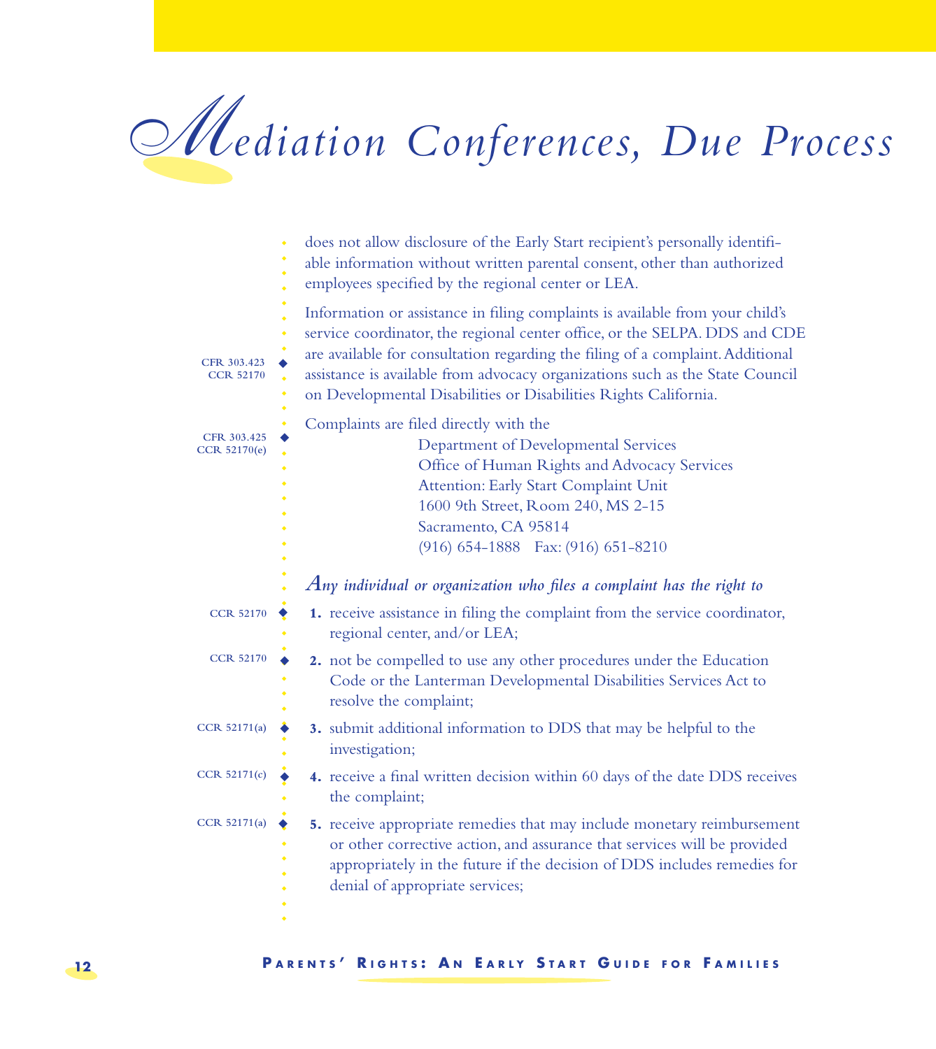# Mediation Conferences, Due Process

does not allow disclosure of the Early Start recipient's personally identifiable information without written parental consent, other than authorized employees specified by the regional center or LEA.

Information or assistance in filing complaints is available from your child's service coordinator, the regional center office, or the SELPA. DDS and CDE are available for consultation regarding the filing of a complaint. Additional assistance is available from advocacy organizations such as the State Council on Developmental Disabilities or Disabilities Rights California. (CFR 303.423, CCR 52170)

Complaints are filed directly with the (CFR 303.425, CCR 52170(e))

Department of Developmental Services
Office of Human Rights and Advocacy Services
Attention: Early Start Complaint Unit
1600 9th Street, Room 240, MS 2-15
Sacramento, CA 95814
(916) 654-1888 Fax: (916) 651-8210

***Any individual or organization who files a complaint has the right to***

1. receive assistance in filing the complaint from the service coordinator, regional center, and/or LEA; (CCR 52170)
2. not be compelled to use any other procedures under the Education Code or the Lanterman Developmental Disabilities Services Act to resolve the complaint; (CCR 52170)
3. submit additional information to DDS that may be helpful to the investigation; (CCR 52171(a))
4. receive a final written decision within 60 days of the date DDS receives the complaint; (CCR 52171(c))
5. receive appropriate remedies that may include monetary reimbursement or other corrective action, and assurance that services will be provided appropriately in the future if the decision of DDS includes remedies for denial of appropriate services; (CCR 52171(a))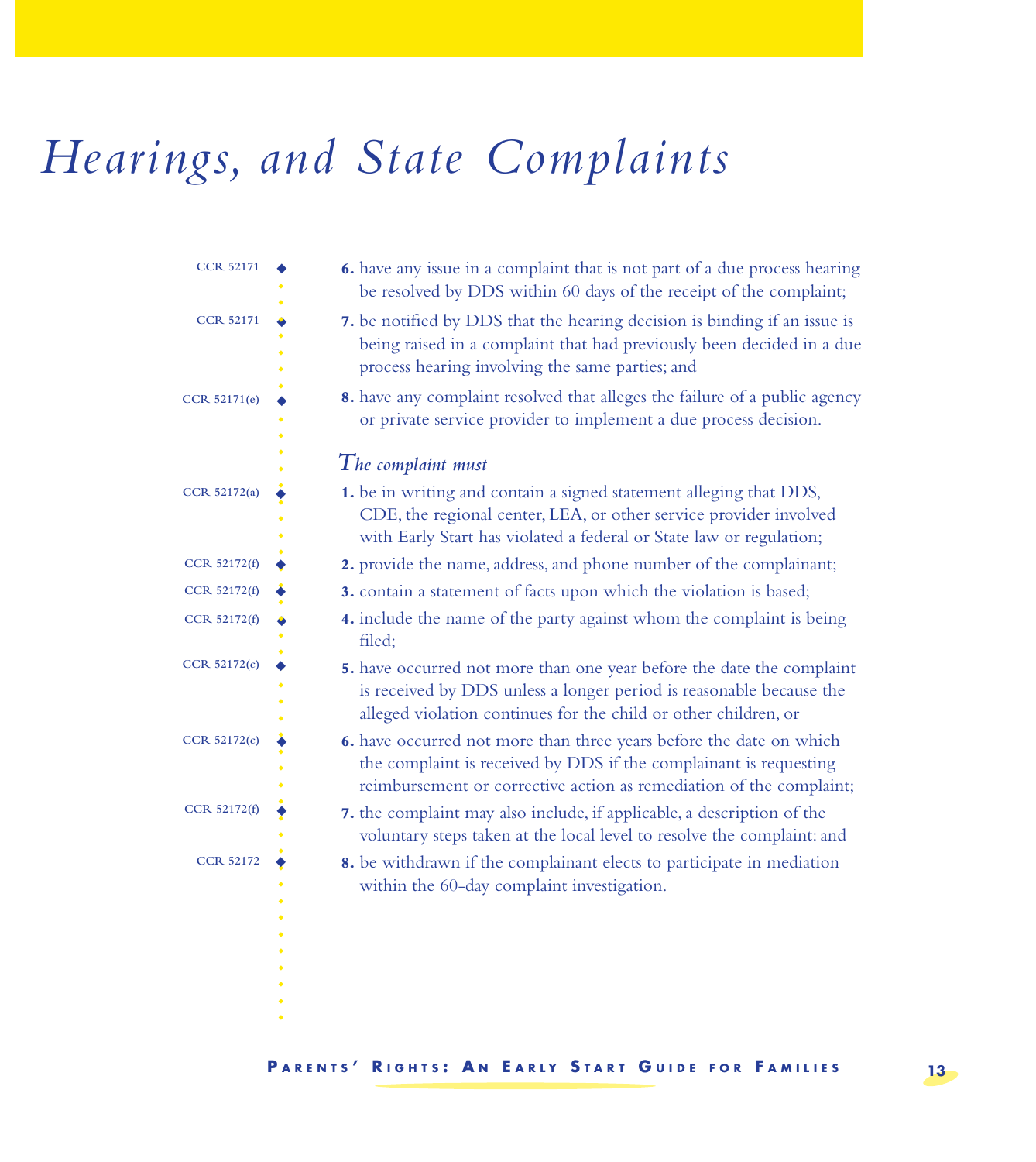# Hearings, and State Complaints

CCR 52171

6. have any issue in a complaint that is not part of a due process hearing be resolved by DDS within 60 days of the receipt of the complaint;

CCR 52171

7. be notified by DDS that the hearing decision is binding if an issue is being raised in a complaint that had previously been decided in a due process hearing involving the same parties; and

CCR 52171(e)

8. have any complaint resolved that alleges the failure of a public agency or private service provider to implement a due process decision.

### *The complaint must*

CCR 52172(a)

1. be in writing and contain a signed statement alleging that DDS, CDE, the regional center, LEA, or other service provider involved with Early Start has violated a federal or State law or regulation;

CCR 52172(f)

2. provide the name, address, and phone number of the complainant;

CCR 52172(f)

3. contain a statement of facts upon which the violation is based;

CCR 52172(f)

4. include the name of the party against whom the complaint is being filed;

CCR 52172(c)

5. have occurred not more than one year before the date the complaint is received by DDS unless a longer period is reasonable because the alleged violation continues for the child or other children, or

CCR 52172(c)

6. have occurred not more than three years before the date on which the complaint is received by DDS if the complainant is requesting reimbursement or corrective action as remediation of the complaint;

CCR 52172(f)

7. the complaint may also include, if applicable, a description of the voluntary steps taken at the local level to resolve the complaint: and

CCR 52172

8. be withdrawn if the complainant elects to participate in mediation within the 60-day complaint investigation.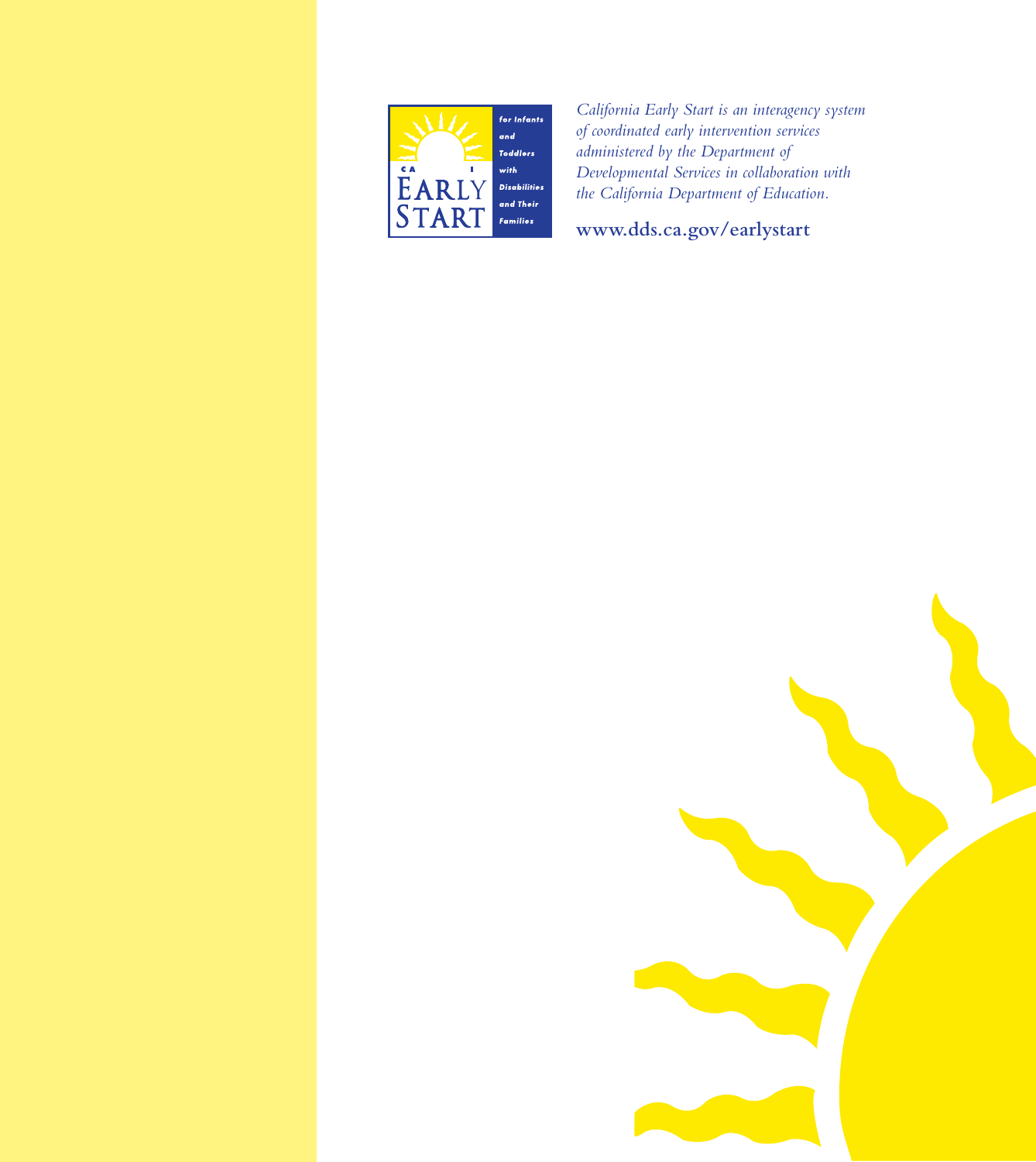CA EARLY START

*for Infants and Toddlers with Disabilities and Their Families*

*California Early Start is an interagency system of coordinated early intervention services administered by the Department of Developmental Services in collaboration with the California Department of Education.*

**www.dds.ca.gov/earlystart**